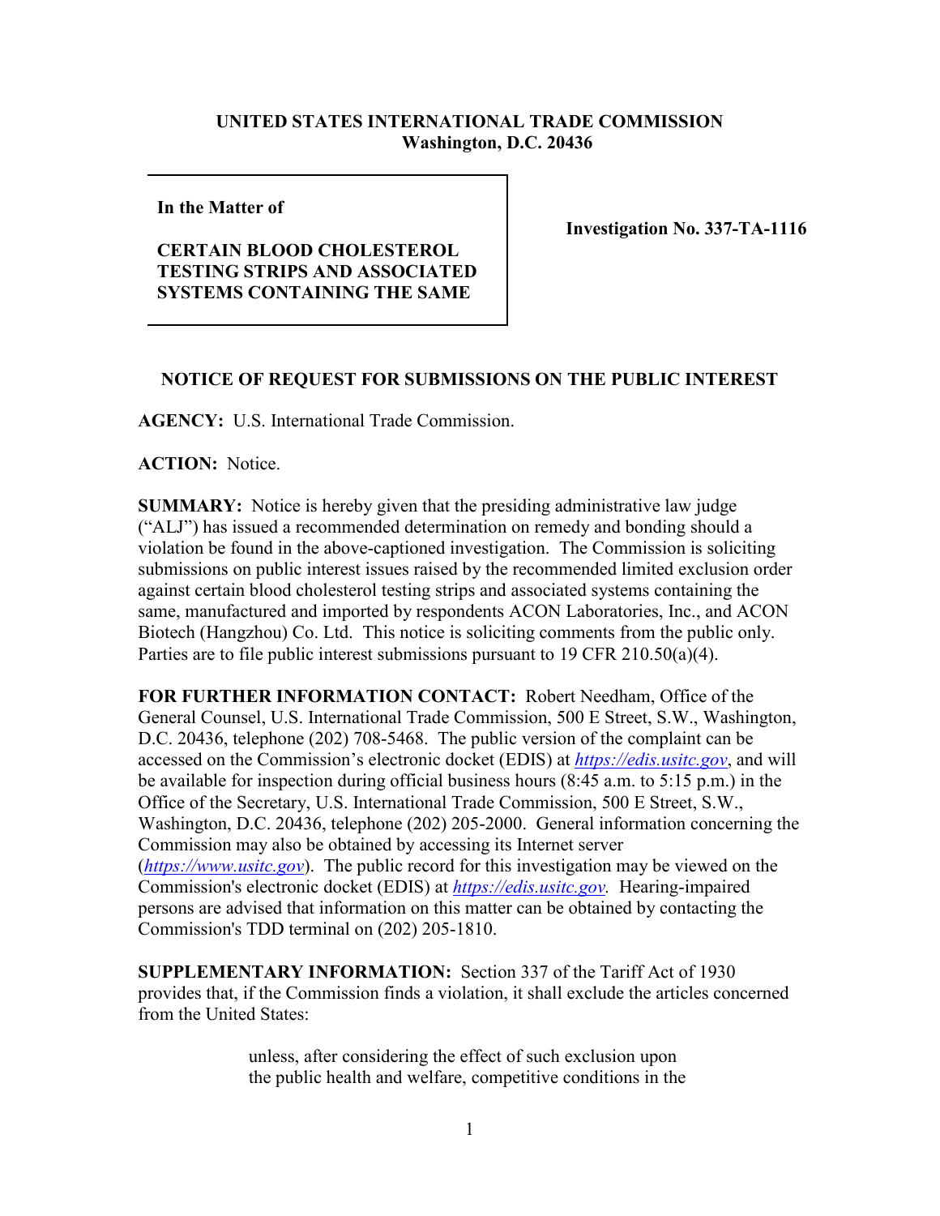**UNITED STATES INTERNATIONAL TRADE COMMISSION**
**Washington, D.C. 20436**

| In the Matter of<br><br>**CERTAIN BLOOD CHOLESTEROL TESTING STRIPS AND ASSOCIATED SYSTEMS CONTAINING THE SAME** | **Investigation No. 337-TA-1116** |
|---|---|

**In the Matter of**

**CERTAIN BLOOD CHOLESTEROL TESTING STRIPS AND ASSOCIATED SYSTEMS CONTAINING THE SAME**

**Investigation No. 337-TA-1116**

## NOTICE OF REQUEST FOR SUBMISSIONS ON THE PUBLIC INTEREST

**AGENCY:** U.S. International Trade Commission.

**ACTION:** Notice.

**SUMMARY:** Notice is hereby given that the presiding administrative law judge ("ALJ") has issued a recommended determination on remedy and bonding should a violation be found in the above-captioned investigation. The Commission is soliciting submissions on public interest issues raised by the recommended limited exclusion order against certain blood cholesterol testing strips and associated systems containing the same, manufactured and imported by respondents ACON Laboratories, Inc., and ACON Biotech (Hangzhou) Co. Ltd. This notice is soliciting comments from the public only. Parties are to file public interest submissions pursuant to 19 CFR 210.50(a)(4).

**FOR FURTHER INFORMATION CONTACT:** Robert Needham, Office of the General Counsel, U.S. International Trade Commission, 500 E Street, S.W., Washington, D.C. 20436, telephone (202) 708-5468. The public version of the complaint can be accessed on the Commission's electronic docket (EDIS) at *https://edis.usitc.gov*, and will be available for inspection during official business hours (8:45 a.m. to 5:15 p.m.) in the Office of the Secretary, U.S. International Trade Commission, 500 E Street, S.W., Washington, D.C. 20436, telephone (202) 205-2000. General information concerning the Commission may also be obtained by accessing its Internet server (*https://www.usitc.gov*). The public record for this investigation may be viewed on the Commission's electronic docket (EDIS) at *https://edis.usitc.gov.* Hearing-impaired persons are advised that information on this matter can be obtained by contacting the Commission's TDD terminal on (202) 205-1810.

**SUPPLEMENTARY INFORMATION:** Section 337 of the Tariff Act of 1930 provides that, if the Commission finds a violation, it shall exclude the articles concerned from the United States:

> unless, after considering the effect of such exclusion upon the public health and welfare, competitive conditions in the

**UNITED STATES INTERNATIONAL TRADE COMMISSION**
**Washington, D.C. 20436**

**In the Matter of**

**CERTAIN BLOOD CHOLESTEROL TESTING STRIPS AND ASSOCIATED SYSTEMS CONTAINING THE SAME**

**Investigation No. 337-TA-1116**

## NOTICE OF REQUEST FOR SUBMISSIONS ON THE PUBLIC INTEREST

**AGENCY:** U.S. International Trade Commission.

**ACTION:** Notice.

**SUMMARY:** Notice is hereby given that the presiding administrative law judge ("ALJ") has issued a recommended determination on remedy and bonding should a violation be found in the above-captioned investigation. The Commission is soliciting submissions on public interest issues raised by the recommended limited exclusion order against certain blood cholesterol testing strips and associated systems containing the same, manufactured and imported by respondents ACON Laboratories, Inc., and ACON Biotech (Hangzhou) Co. Ltd. This notice is soliciting comments from the public only. Parties are to file public interest submissions pursuant to 19 CFR 210.50(a)(4).

**FOR FURTHER INFORMATION CONTACT:** Robert Needham, Office of the General Counsel, U.S. International Trade Commission, 500 E Street, S.W., Washington, D.C. 20436, telephone (202) 708-5468. The public version of the complaint can be accessed on the Commission's electronic docket (EDIS) at *https://edis.usitc.gov*, and will be available for inspection during official business hours (8:45 a.m. to 5:15 p.m.) in the Office of the Secretary, U.S. International Trade Commission, 500 E Street, S.W., Washington, D.C. 20436, telephone (202) 205-2000. General information concerning the Commission may also be obtained by accessing its Internet server (*https://www.usitc.gov*). The public record for this investigation may be viewed on the Commission's electronic docket (EDIS) at *https://edis.usitc.gov.* Hearing-impaired persons are advised that information on this matter can be obtained by contacting the Commission's TDD terminal on (202) 205-1810.

**SUPPLEMENTARY INFORMATION:** Section 337 of the Tariff Act of 1930 provides that, if the Commission finds a violation, it shall exclude the articles concerned from the United States:

> unless, after considering the effect of such exclusion upon the public health and welfare, competitive conditions in the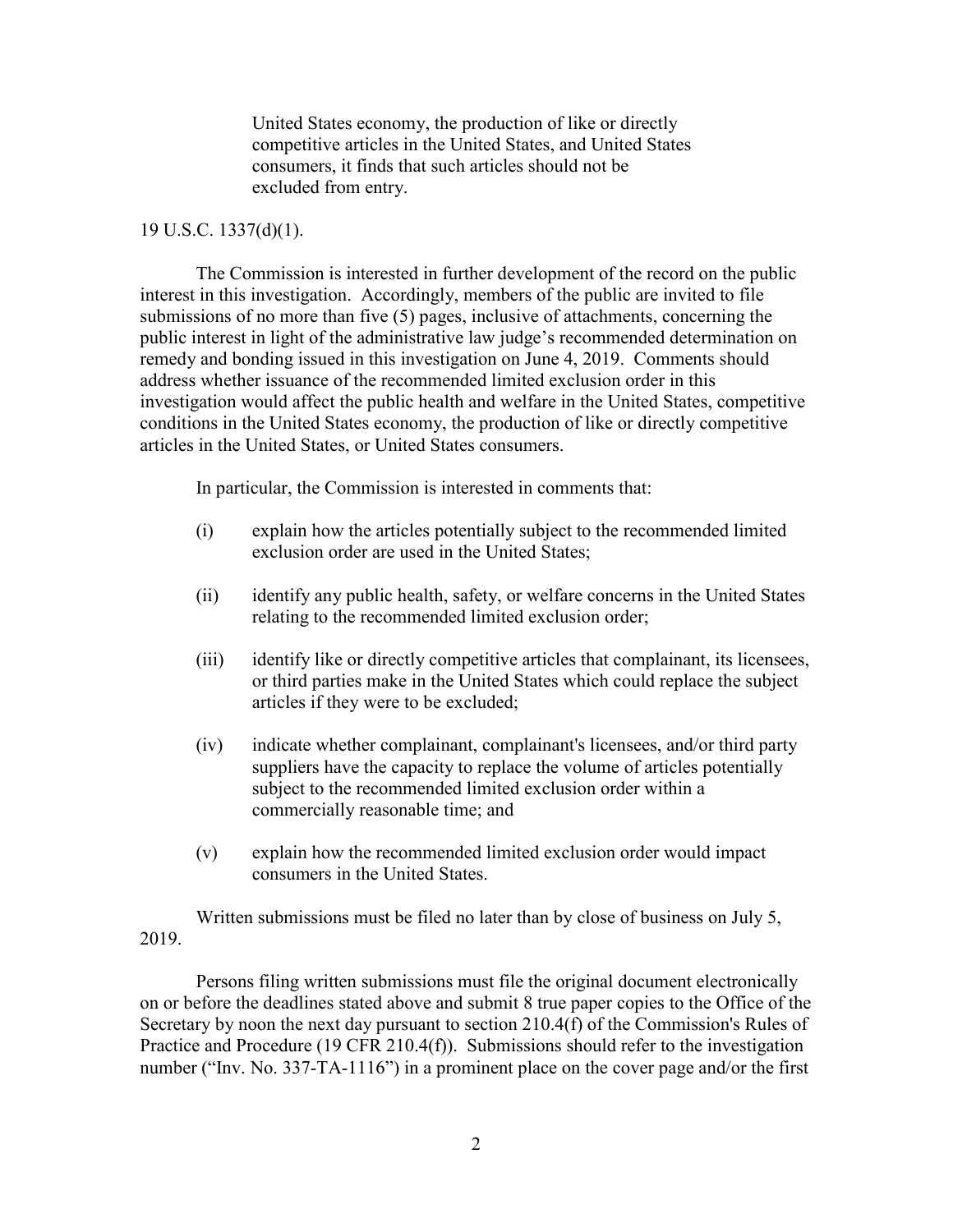> United States economy, the production of like or directly competitive articles in the United States, and United States consumers, it finds that such articles should not be excluded from entry.

19 U.S.C. 1337(d)(1).

The Commission is interested in further development of the record on the public interest in this investigation. Accordingly, members of the public are invited to file submissions of no more than five (5) pages, inclusive of attachments, concerning the public interest in light of the administrative law judge's recommended determination on remedy and bonding issued in this investigation on June 4, 2019. Comments should address whether issuance of the recommended limited exclusion order in this investigation would affect the public health and welfare in the United States, competitive conditions in the United States economy, the production of like or directly competitive articles in the United States, or United States consumers.

In particular, the Commission is interested in comments that:

(i) explain how the articles potentially subject to the recommended limited exclusion order are used in the United States;

(ii) identify any public health, safety, or welfare concerns in the United States relating to the recommended limited exclusion order;

(iii) identify like or directly competitive articles that complainant, its licensees, or third parties make in the United States which could replace the subject articles if they were to be excluded;

(iv) indicate whether complainant, complainant's licensees, and/or third party suppliers have the capacity to replace the volume of articles potentially subject to the recommended limited exclusion order within a commercially reasonable time; and

(v) explain how the recommended limited exclusion order would impact consumers in the United States.

Written submissions must be filed no later than by close of business on July 5, 2019.

Persons filing written submissions must file the original document electronically on or before the deadlines stated above and submit 8 true paper copies to the Office of the Secretary by noon the next day pursuant to section 210.4(f) of the Commission's Rules of Practice and Procedure (19 CFR 210.4(f)). Submissions should refer to the investigation number ("Inv. No. 337-TA-1116") in a prominent place on the cover page and/or the first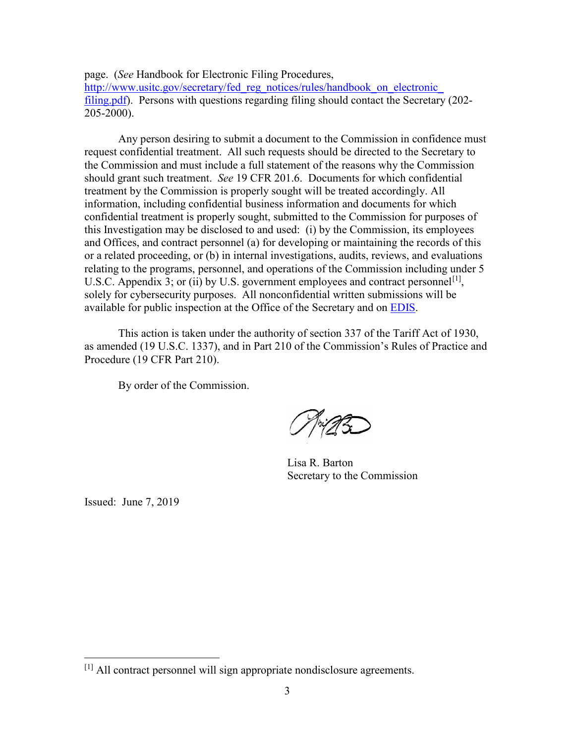page. (*See* Handbook for Electronic Filing Procedures, http://www.usitc.gov/secretary/fed_reg_notices/rules/handbook_on_electronic_filing.pdf). Persons with questions regarding filing should contact the Secretary (202-205-2000).

Any person desiring to submit a document to the Commission in confidence must request confidential treatment. All such requests should be directed to the Secretary to the Commission and must include a full statement of the reasons why the Commission should grant such treatment. *See* 19 CFR 201.6. Documents for which confidential treatment by the Commission is properly sought will be treated accordingly. All information, including confidential business information and documents for which confidential treatment is properly sought, submitted to the Commission for purposes of this Investigation may be disclosed to and used: (i) by the Commission, its employees and Offices, and contract personnel (a) for developing or maintaining the records of this or a related proceeding, or (b) in internal investigations, audits, reviews, and evaluations relating to the programs, personnel, and operations of the Commission including under 5 U.S.C. Appendix 3; or (ii) by U.S. government employees and contract personnel[1], solely for cybersecurity purposes. All nonconfidential written submissions will be available for public inspection at the Office of the Secretary and on EDIS.

This action is taken under the authority of section 337 of the Tariff Act of 1930, as amended (19 U.S.C. 1337), and in Part 210 of the Commission's Rules of Practice and Procedure (19 CFR Part 210).

By order of the Commission.

Lisa R. Barton
Secretary to the Commission

Issued: June 7, 2019

[1] All contract personnel will sign appropriate nondisclosure agreements.